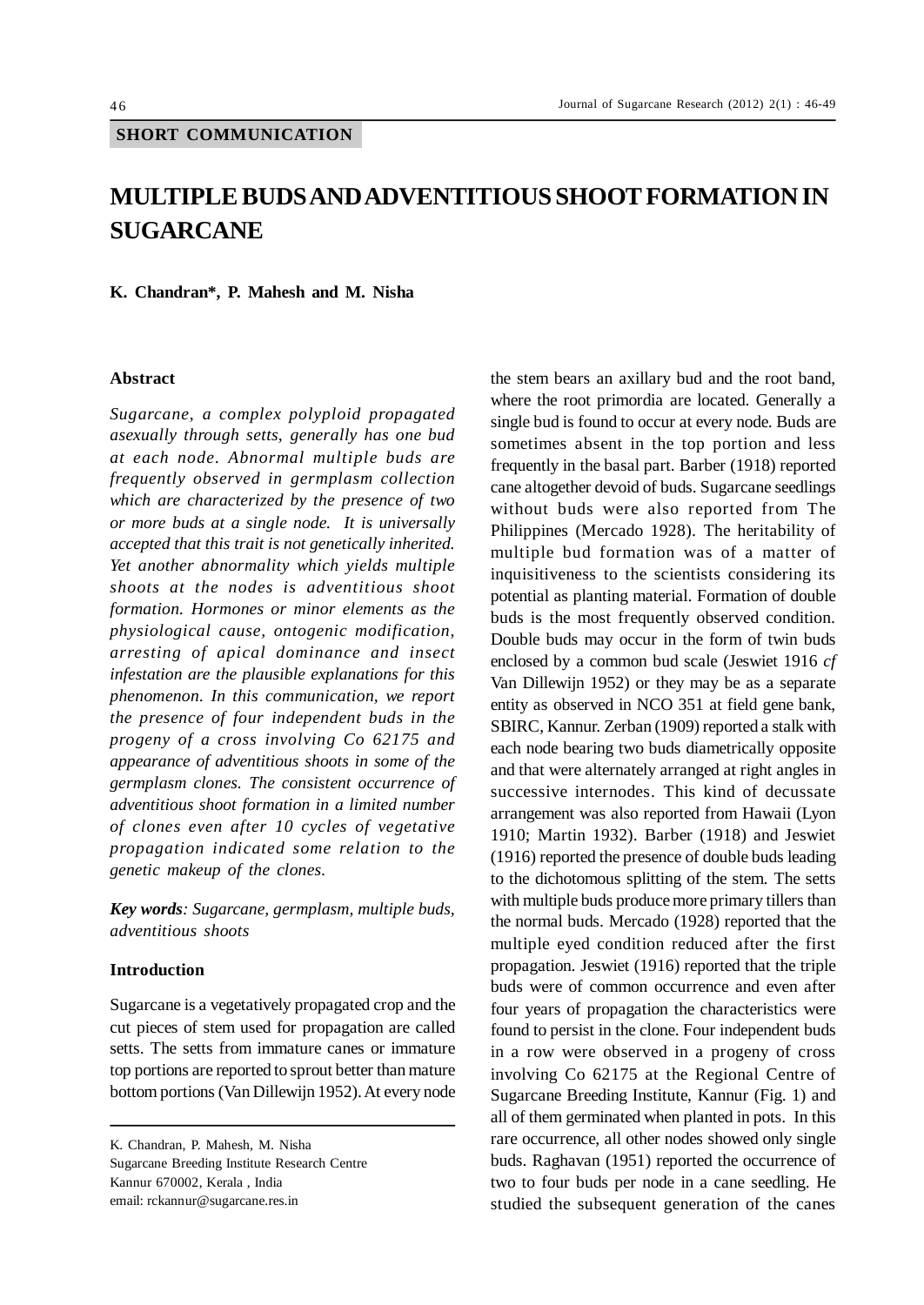SHORT COMMUNICATION

# MULTIPLE BUDS AND ADVENTITIOUS SHOOT FORMATION IN SUGARCANE

**K. Chandran*, P. Mahesh and M. Nisha**

### Abstract

*Sugarcane, a complex polyploid propagated asexually through setts, generally has one bud at each node. Abnormal multiple buds are frequently observed in germplasm collection which are characterized by the presence of two or more buds at a single node. It is universally accepted that this trait is not genetically inherited. Yet another abnormality which yields multiple shoots at the nodes is adventitious shoot formation. Hormones or minor elements as the physiological cause, ontogenic modification, arresting of apical dominance and insect infestation are the plausible explanations for this phenomenon. In this communication, we report the presence of four independent buds in the progeny of a cross involving Co 62175 and appearance of adventitious shoots in some of the germplasm clones. The consistent occurrence of adventitious shoot formation in a limited number of clones even after 10 cycles of vegetative propagation indicated some relation to the genetic makeup of the clones.*

***Key words**: Sugarcane, germplasm, multiple buds, adventitious shoots*

### Introduction

Sugarcane is a vegetatively propagated crop and the cut pieces of stem used for propagation are called setts. The setts from immature canes or immature top portions are reported to sprout better than mature bottom portions (Van Dillewijn 1952). At every node the stem bears an axillary bud and the root band, where the root primordia are located. Generally a single bud is found to occur at every node. Buds are sometimes absent in the top portion and less frequently in the basal part. Barber (1918) reported cane altogether devoid of buds. Sugarcane seedlings without buds were also reported from The Philippines (Mercado 1928). The heritability of multiple bud formation was of a matter of inquisitiveness to the scientists considering its potential as planting material. Formation of double buds is the most frequently observed condition. Double buds may occur in the form of twin buds enclosed by a common bud scale (Jeswiet 1916 *cf* Van Dillewijn 1952) or they may be as a separate entity as observed in NCO 351 at field gene bank, SBIRC, Kannur. Zerban (1909) reported a stalk with each node bearing two buds diametrically opposite and that were alternately arranged at right angles in successive internodes. This kind of decussate arrangement was also reported from Hawaii (Lyon 1910; Martin 1932). Barber (1918) and Jeswiet (1916) reported the presence of double buds leading to the dichotomous splitting of the stem. The setts with multiple buds produce more primary tillers than the normal buds. Mercado (1928) reported that the multiple eyed condition reduced after the first propagation. Jeswiet (1916) reported that the triple buds were of common occurrence and even after four years of propagation the characteristics were found to persist in the clone. Four independent buds in a row were observed in a progeny of cross involving Co 62175 at the Regional Centre of Sugarcane Breeding Institute, Kannur (Fig. 1) and all of them germinated when planted in pots. In this rare occurrence, all other nodes showed only single buds. Raghavan (1951) reported the occurrence of two to four buds per node in a cane seedling. He studied the subsequent generation of the canes

---

K. Chandran, P. Mahesh, M. Nisha
Sugarcane Breeding Institute Research Centre
Kannur 670002, Kerala , India
email: rckannur@sugarcane.res.in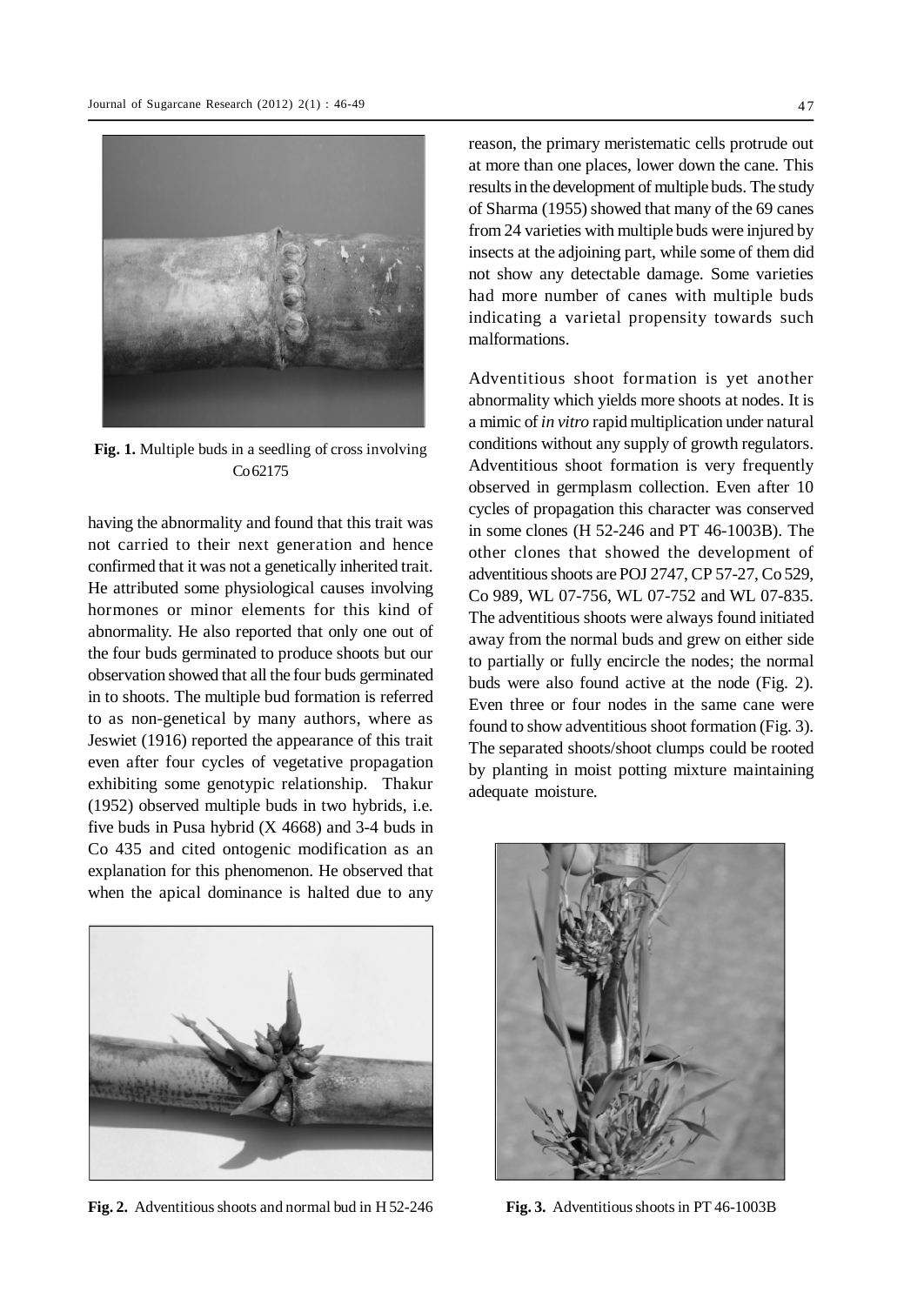**Fig. 1.** Multiple buds in a seedling of cross involving Co 62175

having the abnormality and found that this trait was not carried to their next generation and hence confirmed that it was not a genetically inherited trait. He attributed some physiological causes involving hormones or minor elements for this kind of abnormality. He also reported that only one out of the four buds germinated to produce shoots but our observation showed that all the four buds germinated in to shoots. The multiple bud formation is referred to as non-genetical by many authors, where as Jeswiet (1916) reported the appearance of this trait even after four cycles of vegetative propagation exhibiting some genotypic relationship. Thakur (1952) observed multiple buds in two hybrids, i.e. five buds in Pusa hybrid (X 4668) and 3-4 buds in Co 435 and cited ontogenic modification as an explanation for this phenomenon. He observed that when the apical dominance is halted due to any reason, the primary meristematic cells protrude out at more than one places, lower down the cane. This results in the development of multiple buds. The study of Sharma (1955) showed that many of the 69 canes from 24 varieties with multiple buds were injured by insects at the adjoining part, while some of them did not show any detectable damage. Some varieties had more number of canes with multiple buds indicating a varietal propensity towards such malformations.

Adventitious shoot formation is yet another abnormality which yields more shoots at nodes. It is a mimic of *in vitro* rapid multiplication under natural conditions without any supply of growth regulators. Adventitious shoot formation is very frequently observed in germplasm collection. Even after 10 cycles of propagation this character was conserved in some clones (H 52-246 and PT 46-1003B). The other clones that showed the development of adventitious shoots are POJ 2747, CP 57-27, Co 529, Co 989, WL 07-756, WL 07-752 and WL 07-835. The adventitious shoots were always found initiated away from the normal buds and grew on either side to partially or fully encircle the nodes; the normal buds were also found active at the node (Fig. 2). Even three or four nodes in the same cane were found to show adventitious shoot formation (Fig. 3). The separated shoots/shoot clumps could be rooted by planting in moist potting mixture maintaining adequate moisture.

**Fig. 2.** Adventitious shoots and normal bud in H 52-246

**Fig. 3.** Adventitious shoots in PT 46-1003B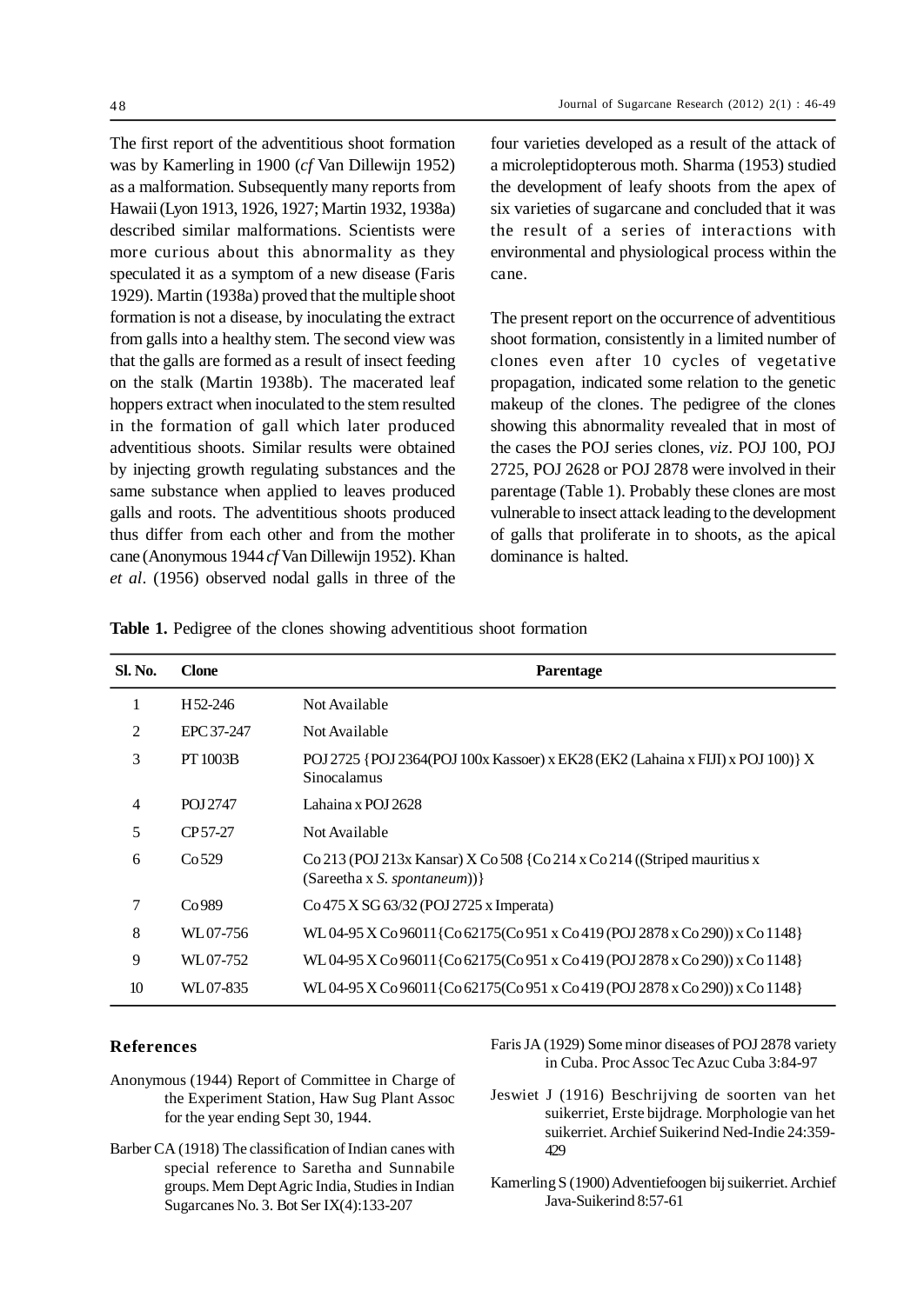The first report of the adventitious shoot formation was by Kamerling in 1900 (*cf* Van Dillewijn 1952) as a malformation. Subsequently many reports from Hawaii (Lyon 1913, 1926, 1927; Martin 1932, 1938a) described similar malformations. Scientists were more curious about this abnormality as they speculated it as a symptom of a new disease (Faris 1929). Martin (1938a) proved that the multiple shoot formation is not a disease, by inoculating the extract from galls into a healthy stem. The second view was that the galls are formed as a result of insect feeding on the stalk (Martin 1938b). The macerated leaf hoppers extract when inoculated to the stem resulted in the formation of gall which later produced adventitious shoots. Similar results were obtained by injecting growth regulating substances and the same substance when applied to leaves produced galls and roots. The adventitious shoots produced thus differ from each other and from the mother cane (Anonymous 1944 *cf* Van Dillewijn 1952). Khan *et al*. (1956) observed nodal galls in three of the four varieties developed as a result of the attack of a microleptidopterous moth. Sharma (1953) studied the development of leafy shoots from the apex of six varieties of sugarcane and concluded that it was the result of a series of interactions with environmental and physiological process within the cane.

The present report on the occurrence of adventitious shoot formation, consistently in a limited number of clones even after 10 cycles of vegetative propagation, indicated some relation to the genetic makeup of the clones. The pedigree of the clones showing this abnormality revealed that in most of the cases the POJ series clones, *viz*. POJ 100, POJ 2725, POJ 2628 or POJ 2878 were involved in their parentage (Table 1). Probably these clones are most vulnerable to insect attack leading to the development of galls that proliferate in to shoots, as the apical dominance is halted.

**Table 1.** Pedigree of the clones showing adventitious shoot formation

| Sl. No. | Clone | Parentage |
|---|---|---|
| 1 | H 52-246 | Not Available |
| 2 | EPC 37-247 | Not Available |
| 3 | PT 1003B | POJ 2725 {POJ 2364(POJ 100x Kassoer) x EK28 (EK2 (Lahaina x FIJI) x POJ 100)} X Sinocalamus |
| 4 | POJ 2747 | Lahaina x POJ 2628 |
| 5 | CP 57-27 | Not Available |
| 6 | Co 529 | Co 213 (POJ 213x Kansar) X Co 508 {Co 214 x Co 214 ((Striped mauritius x (Sareetha x *S. spontaneum*))} |
| 7 | Co 989 | Co 475 X SG 63/32 (POJ 2725 x Imperata) |
| 8 | WL 07-756 | WL 04-95 X Co 96011{Co 62175(Co 951 x Co 419 (POJ 2878 x Co 290)) x Co 1148} |
| 9 | WL 07-752 | WL 04-95 X Co 96011{Co 62175(Co 951 x Co 419 (POJ 2878 x Co 290)) x Co 1148} |
| 10 | WL 07-835 | WL 04-95 X Co 96011{Co 62175(Co 951 x Co 419 (POJ 2878 x Co 290)) x Co 1148} |

## References

Anonymous (1944) Report of Committee in Charge of the Experiment Station, Haw Sug Plant Assoc for the year ending Sept 30, 1944.

Barber CA (1918) The classification of Indian canes with special reference to Saretha and Sunnabile groups. Mem Dept Agric India, Studies in Indian Sugarcanes No. 3. Bot Ser IX(4):133-207

Faris JA (1929) Some minor diseases of POJ 2878 variety in Cuba. Proc Assoc Tec Azuc Cuba 3:84-97

Jeswiet J (1916) Beschrijving de soorten van het suikerriet, Erste bijdrage. Morphologie van het suikerriet. Archief Suikerind Ned-Indie 24:359-429

Kamerling S (1900) Adventiefoogen bij suikerriet. Archief Java-Suikerind 8:57-61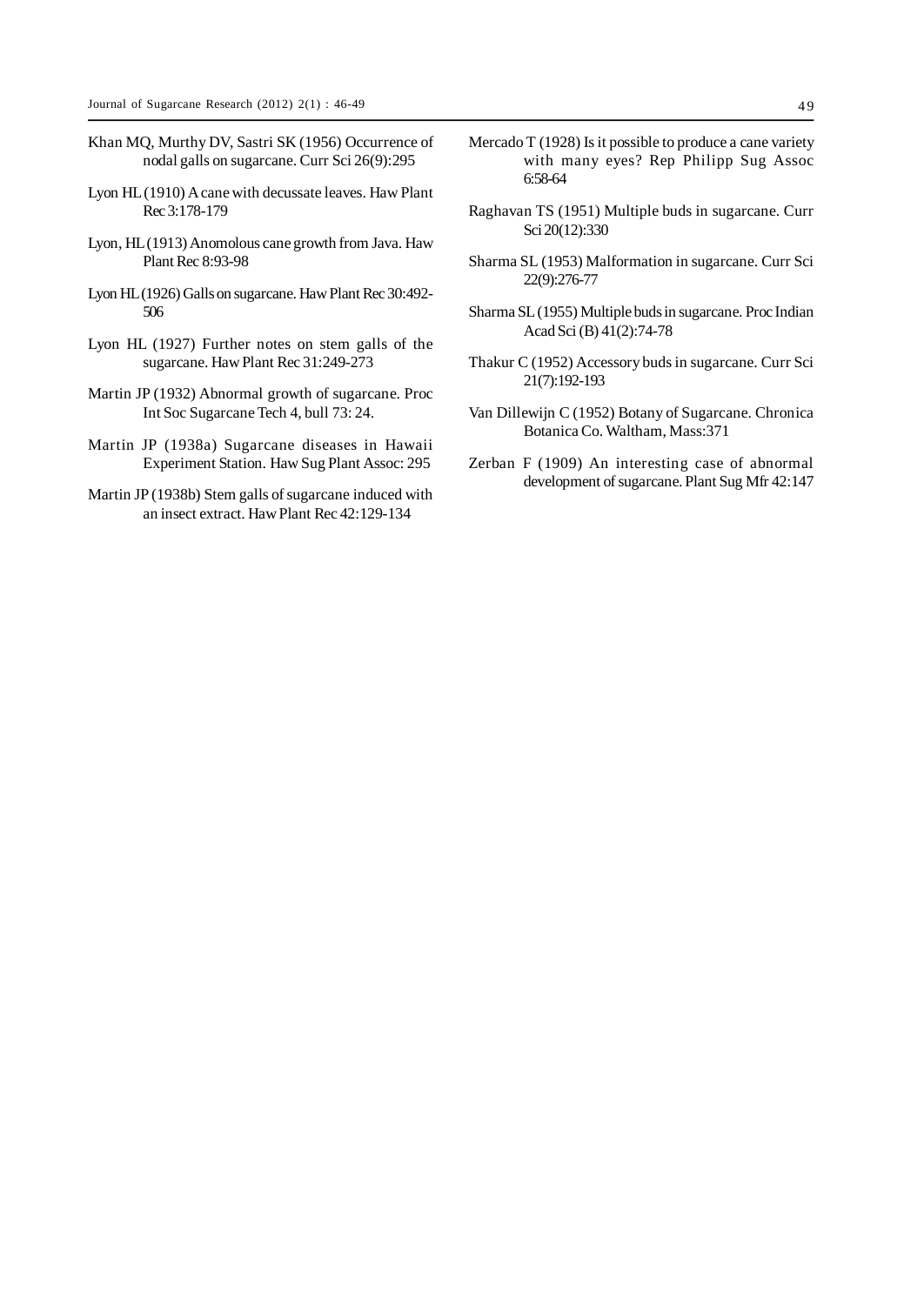Khan MQ, Murthy DV, Sastri SK (1956) Occurrence of nodal galls on sugarcane. Curr Sci 26(9):295

Lyon HL (1910) A cane with decussate leaves. Haw Plant Rec 3:178-179

Lyon, HL (1913) Anomolous cane growth from Java. Haw Plant Rec 8:93-98

Lyon HL (1926) Galls on sugarcane. Haw Plant Rec 30:492-506

Lyon HL (1927) Further notes on stem galls of the sugarcane. Haw Plant Rec 31:249-273

Martin JP (1932) Abnormal growth of sugarcane. Proc Int Soc Sugarcane Tech 4, bull 73: 24.

Martin JP (1938a) Sugarcane diseases in Hawaii Experiment Station. Haw Sug Plant Assoc: 295

Martin JP (1938b) Stem galls of sugarcane induced with an insect extract. Haw Plant Rec 42:129-134

Mercado T (1928) Is it possible to produce a cane variety with many eyes? Rep Philipp Sug Assoc 6:58-64

Raghavan TS (1951) Multiple buds in sugarcane. Curr Sci 20(12):330

Sharma SL (1953) Malformation in sugarcane. Curr Sci 22(9):276-77

Sharma SL (1955) Multiple buds in sugarcane. Proc Indian Acad Sci (B) 41(2):74-78

Thakur C (1952) Accessory buds in sugarcane. Curr Sci 21(7):192-193

Van Dillewijn C (1952) Botany of Sugarcane. Chronica Botanica Co. Waltham, Mass:371

Zerban F (1909) An interesting case of abnormal development of sugarcane. Plant Sug Mfr 42:147